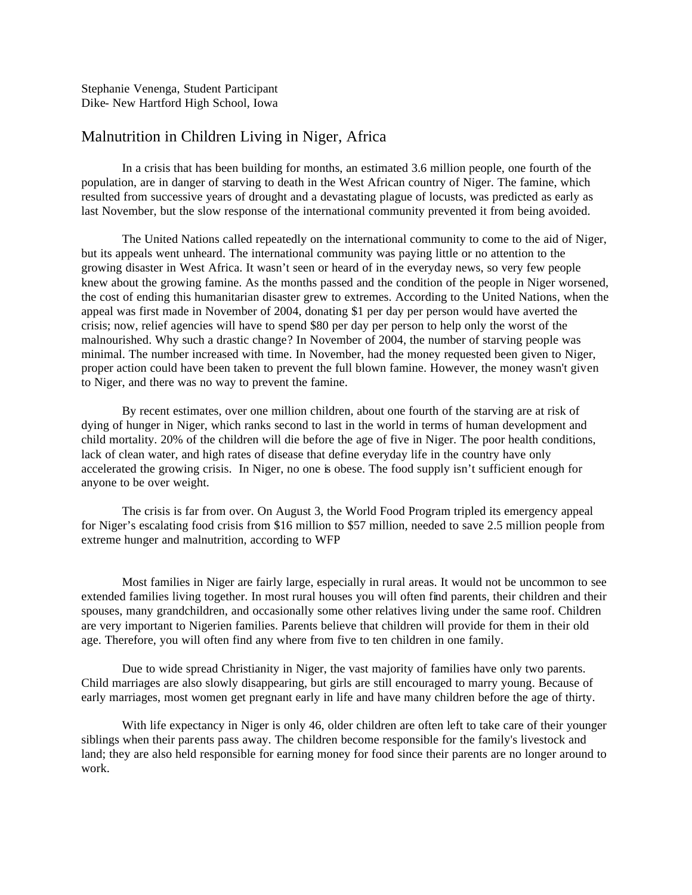Stephanie Venenga, Student Participant
Dike- New Hartford High School, Iowa

# Malnutrition in Children Living in Niger, Africa

In a crisis that has been building for months, an estimated 3.6 million people, one fourth of the population, are in danger of starving to death in the West African country of Niger. The famine, which resulted from successive years of drought and a devastating plague of locusts, was predicted as early as last November, but the slow response of the international community prevented it from being avoided.

The United Nations called repeatedly on the international community to come to the aid of Niger, but its appeals went unheard. The international community was paying little or no attention to the growing disaster in West Africa. It wasn't seen or heard of in the everyday news, so very few people knew about the growing famine. As the months passed and the condition of the people in Niger worsened, the cost of ending this humanitarian disaster grew to extremes. According to the United Nations, when the appeal was first made in November of 2004, donating $1 per day per person would have averted the crisis; now, relief agencies will have to spend $80 per day per person to help only the worst of the malnourished. Why such a drastic change? In November of 2004, the number of starving people was minimal. The number increased with time. In November, had the money requested been given to Niger, proper action could have been taken to prevent the full blown famine. However, the money wasn't given to Niger, and there was no way to prevent the famine.

By recent estimates, over one million children, about one fourth of the starving are at risk of dying of hunger in Niger, which ranks second to last in the world in terms of human development and child mortality. 20% of the children will die before the age of five in Niger. The poor health conditions, lack of clean water, and high rates of disease that define everyday life in the country have only accelerated the growing crisis. In Niger, no one is obese. The food supply isn't sufficient enough for anyone to be over weight.

The crisis is far from over. On August 3, the World Food Program tripled its emergency appeal for Niger's escalating food crisis from $16 million to $57 million, needed to save 2.5 million people from extreme hunger and malnutrition, according to WFP

Most families in Niger are fairly large, especially in rural areas. It would not be uncommon to see extended families living together. In most rural houses you will often find parents, their children and their spouses, many grandchildren, and occasionally some other relatives living under the same roof. Children are very important to Nigerien families. Parents believe that children will provide for them in their old age. Therefore, you will often find any where from five to ten children in one family.

Due to wide spread Christianity in Niger, the vast majority of families have only two parents. Child marriages are also slowly disappearing, but girls are still encouraged to marry young. Because of early marriages, most women get pregnant early in life and have many children before the age of thirty.

With life expectancy in Niger is only 46, older children are often left to take care of their younger siblings when their parents pass away. The children become responsible for the family's livestock and land; they are also held responsible for earning money for food since their parents are no longer around to work.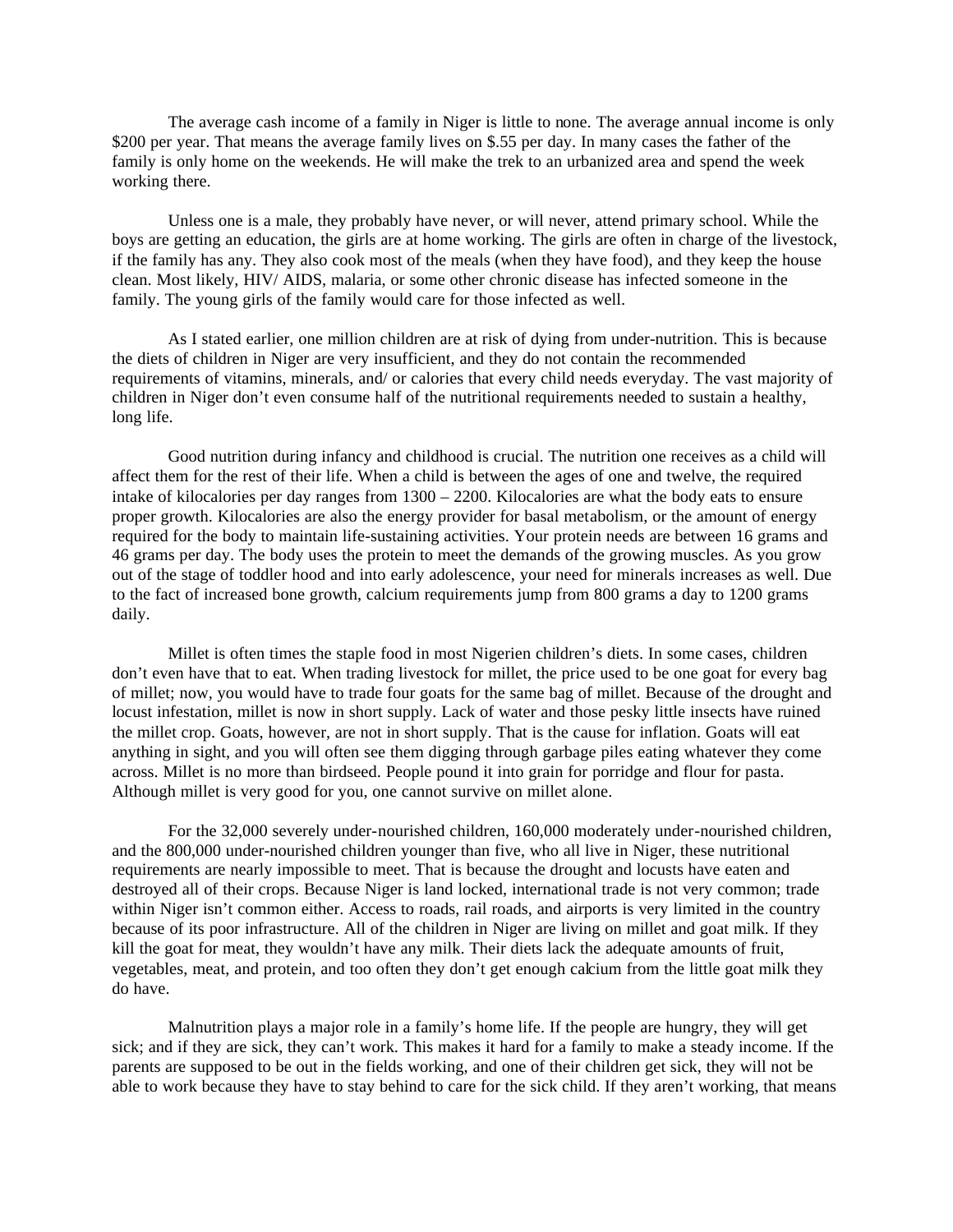The average cash income of a family in Niger is little to none. The average annual income is only $200 per year. That means the average family lives on $.55 per day. In many cases the father of the family is only home on the weekends. He will make the trek to an urbanized area and spend the week working there.

Unless one is a male, they probably have never, or will never, attend primary school. While the boys are getting an education, the girls are at home working. The girls are often in charge of the livestock, if the family has any. They also cook most of the meals (when they have food), and they keep the house clean. Most likely, HIV/ AIDS, malaria, or some other chronic disease has infected someone in the family. The young girls of the family would care for those infected as well.

As I stated earlier, one million children are at risk of dying from under-nutrition. This is because the diets of children in Niger are very insufficient, and they do not contain the recommended requirements of vitamins, minerals, and/ or calories that every child needs everyday. The vast majority of children in Niger don't even consume half of the nutritional requirements needed to sustain a healthy, long life.

Good nutrition during infancy and childhood is crucial. The nutrition one receives as a child will affect them for the rest of their life. When a child is between the ages of one and twelve, the required intake of kilocalories per day ranges from 1300 – 2200. Kilocalories are what the body eats to ensure proper growth. Kilocalories are also the energy provider for basal metabolism, or the amount of energy required for the body to maintain life-sustaining activities. Your protein needs are between 16 grams and 46 grams per day. The body uses the protein to meet the demands of the growing muscles. As you grow out of the stage of toddler hood and into early adolescence, your need for minerals increases as well. Due to the fact of increased bone growth, calcium requirements jump from 800 grams a day to 1200 grams daily.

Millet is often times the staple food in most Nigerien children's diets. In some cases, children don't even have that to eat. When trading livestock for millet, the price used to be one goat for every bag of millet; now, you would have to trade four goats for the same bag of millet. Because of the drought and locust infestation, millet is now in short supply. Lack of water and those pesky little insects have ruined the millet crop. Goats, however, are not in short supply. That is the cause for inflation. Goats will eat anything in sight, and you will often see them digging through garbage piles eating whatever they come across. Millet is no more than birdseed. People pound it into grain for porridge and flour for pasta. Although millet is very good for you, one cannot survive on millet alone.

For the 32,000 severely under-nourished children, 160,000 moderately under-nourished children, and the 800,000 under-nourished children younger than five, who all live in Niger, these nutritional requirements are nearly impossible to meet. That is because the drought and locusts have eaten and destroyed all of their crops. Because Niger is land locked, international trade is not very common; trade within Niger isn't common either. Access to roads, rail roads, and airports is very limited in the country because of its poor infrastructure. All of the children in Niger are living on millet and goat milk. If they kill the goat for meat, they wouldn't have any milk. Their diets lack the adequate amounts of fruit, vegetables, meat, and protein, and too often they don't get enough calcium from the little goat milk they do have.

Malnutrition plays a major role in a family's home life. If the people are hungry, they will get sick; and if they are sick, they can't work. This makes it hard for a family to make a steady income. If the parents are supposed to be out in the fields working, and one of their children get sick, they will not be able to work because they have to stay behind to care for the sick child. If they aren't working, that means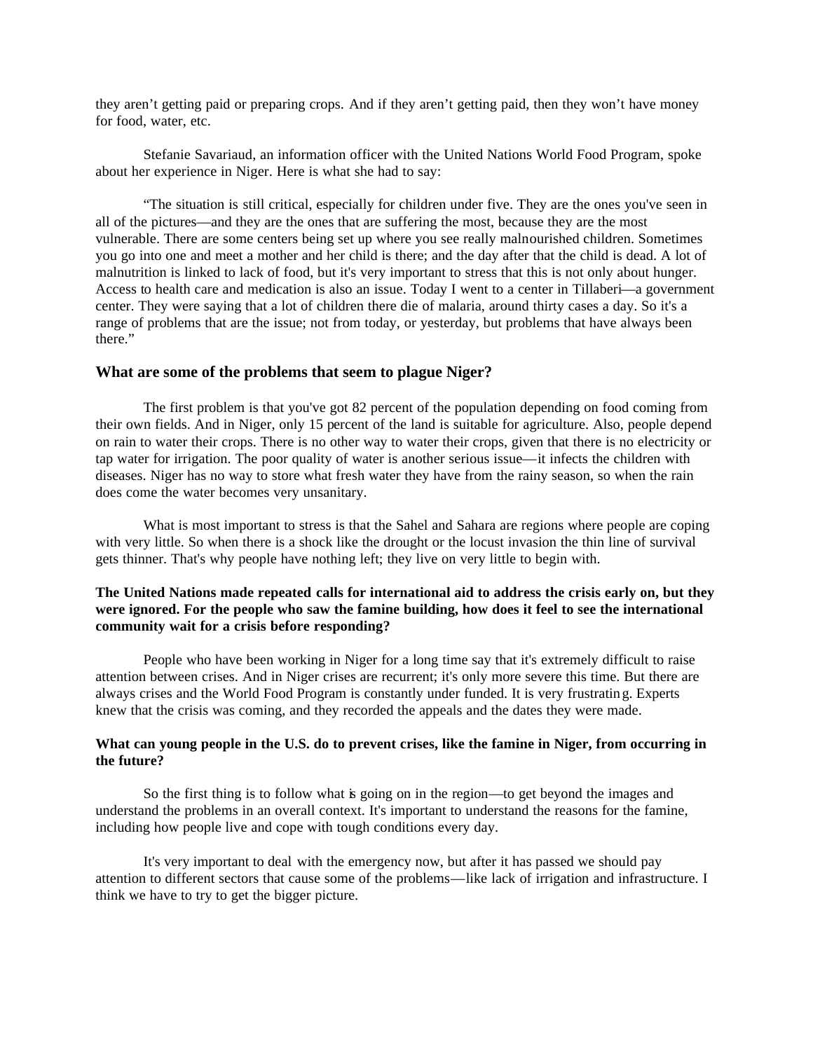they aren't getting paid or preparing crops. And if they aren't getting paid, then they won't have money for food, water, etc.

Stefanie Savariaud, an information officer with the United Nations World Food Program, spoke about her experience in Niger. Here is what she had to say:

"The situation is still critical, especially for children under five. They are the ones you've seen in all of the pictures—and they are the ones that are suffering the most, because they are the most vulnerable. There are some centers being set up where you see really malnourished children. Sometimes you go into one and meet a mother and her child is there; and the day after that the child is dead. A lot of malnutrition is linked to lack of food, but it's very important to stress that this is not only about hunger. Access to health care and medication is also an issue. Today I went to a center in Tillaberi—a government center. They were saying that a lot of children there die of malaria, around thirty cases a day. So it's a range of problems that are the issue; not from today, or yesterday, but problems that have always been there."

### What are some of the problems that seem to plague Niger?

The first problem is that you've got 82 percent of the population depending on food coming from their own fields. And in Niger, only 15 percent of the land is suitable for agriculture. Also, people depend on rain to water their crops. There is no other way to water their crops, given that there is no electricity or tap water for irrigation. The poor quality of water is another serious issue—it infects the children with diseases. Niger has no way to store what fresh water they have from the rainy season, so when the rain does come the water becomes very unsanitary.

What is most important to stress is that the Sahel and Sahara are regions where people are coping with very little. So when there is a shock like the drought or the locust invasion the thin line of survival gets thinner. That's why people have nothing left; they live on very little to begin with.

**The United Nations made repeated calls for international aid to address the crisis early on, but they were ignored. For the people who saw the famine building, how does it feel to see the international community wait for a crisis before responding?**

People who have been working in Niger for a long time say that it's extremely difficult to raise attention between crises. And in Niger crises are recurrent; it's only more severe this time. But there are always crises and the World Food Program is constantly under funded. It is very frustrating. Experts knew that the crisis was coming, and they recorded the appeals and the dates they were made.

**What can young people in the U.S. do to prevent crises, like the famine in Niger, from occurring in the future?**

So the first thing is to follow what is going on in the region—to get beyond the images and understand the problems in an overall context. It's important to understand the reasons for the famine, including how people live and cope with tough conditions every day.

It's very important to deal with the emergency now, but after it has passed we should pay attention to different sectors that cause some of the problems—like lack of irrigation and infrastructure. I think we have to try to get the bigger picture.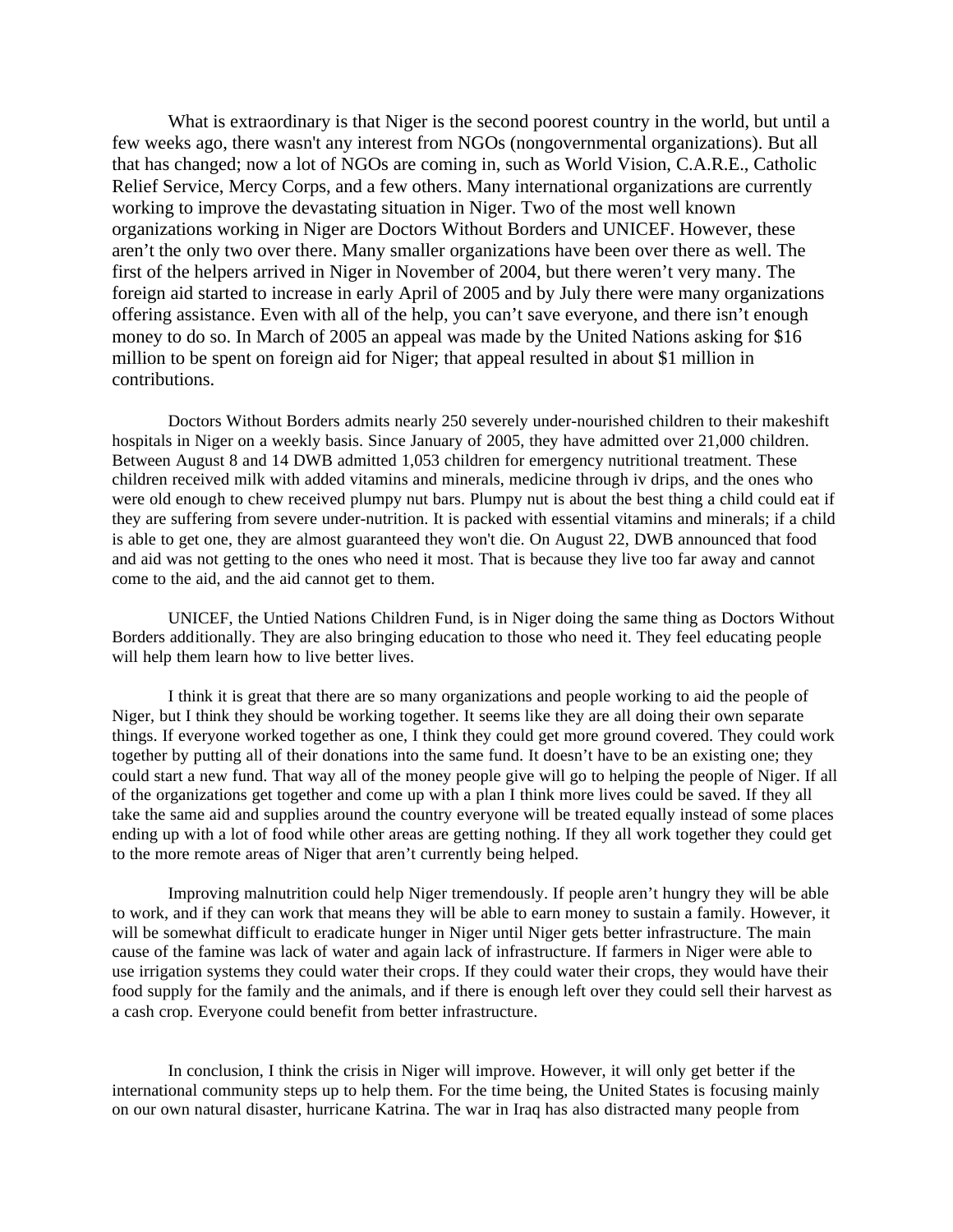What is extraordinary is that Niger is the second poorest country in the world, but until a few weeks ago, there wasn't any interest from NGOs (nongovernmental organizations). But all that has changed; now a lot of NGOs are coming in, such as World Vision, C.A.R.E., Catholic Relief Service, Mercy Corps, and a few others. Many international organizations are currently working to improve the devastating situation in Niger. Two of the most well known organizations working in Niger are Doctors Without Borders and UNICEF. However, these aren't the only two over there. Many smaller organizations have been over there as well. The first of the helpers arrived in Niger in November of 2004, but there weren't very many. The foreign aid started to increase in early April of 2005 and by July there were many organizations offering assistance. Even with all of the help, you can't save everyone, and there isn't enough money to do so. In March of 2005 an appeal was made by the United Nations asking for $16 million to be spent on foreign aid for Niger; that appeal resulted in about $1 million in contributions.

Doctors Without Borders admits nearly 250 severely under-nourished children to their makeshift hospitals in Niger on a weekly basis. Since January of 2005, they have admitted over 21,000 children. Between August 8 and 14 DWB admitted 1,053 children for emergency nutritional treatment. These children received milk with added vitamins and minerals, medicine through iv drips, and the ones who were old enough to chew received plumpy nut bars. Plumpy nut is about the best thing a child could eat if they are suffering from severe under-nutrition. It is packed with essential vitamins and minerals; if a child is able to get one, they are almost guaranteed they won't die. On August 22, DWB announced that food and aid was not getting to the ones who need it most. That is because they live too far away and cannot come to the aid, and the aid cannot get to them.

UNICEF, the Untied Nations Children Fund, is in Niger doing the same thing as Doctors Without Borders additionally. They are also bringing education to those who need it. They feel educating people will help them learn how to live better lives.

I think it is great that there are so many organizations and people working to aid the people of Niger, but I think they should be working together. It seems like they are all doing their own separate things. If everyone worked together as one, I think they could get more ground covered. They could work together by putting all of their donations into the same fund. It doesn't have to be an existing one; they could start a new fund. That way all of the money people give will go to helping the people of Niger. If all of the organizations get together and come up with a plan I think more lives could be saved. If they all take the same aid and supplies around the country everyone will be treated equally instead of some places ending up with a lot of food while other areas are getting nothing. If they all work together they could get to the more remote areas of Niger that aren't currently being helped.

Improving malnutrition could help Niger tremendously. If people aren't hungry they will be able to work, and if they can work that means they will be able to earn money to sustain a family. However, it will be somewhat difficult to eradicate hunger in Niger until Niger gets better infrastructure. The main cause of the famine was lack of water and again lack of infrastructure. If farmers in Niger were able to use irrigation systems they could water their crops. If they could water their crops, they would have their food supply for the family and the animals, and if there is enough left over they could sell their harvest as a cash crop. Everyone could benefit from better infrastructure.

In conclusion, I think the crisis in Niger will improve. However, it will only get better if the international community steps up to help them. For the time being, the United States is focusing mainly on our own natural disaster, hurricane Katrina. The war in Iraq has also distracted many people from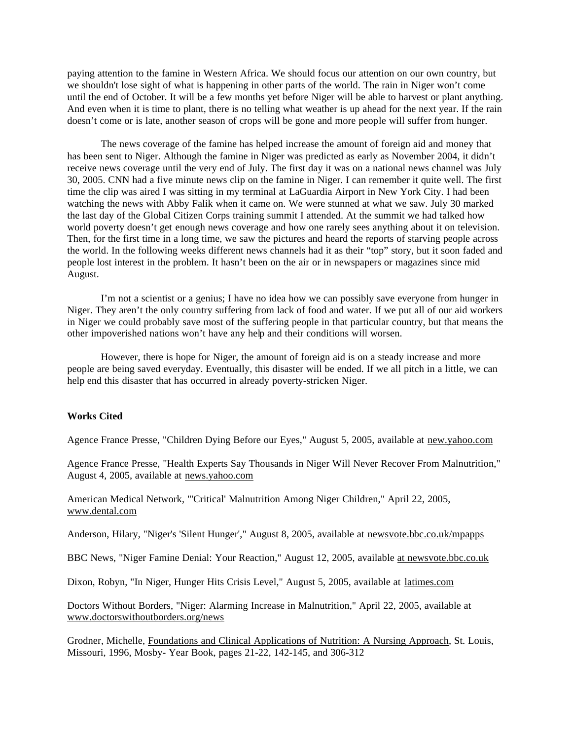paying attention to the famine in Western Africa. We should focus our attention on our own country, but we shouldn't lose sight of what is happening in other parts of the world. The rain in Niger won't come until the end of October. It will be a few months yet before Niger will be able to harvest or plant anything. And even when it is time to plant, there is no telling what weather is up ahead for the next year. If the rain doesn't come or is late, another season of crops will be gone and more people will suffer from hunger.

The news coverage of the famine has helped increase the amount of foreign aid and money that has been sent to Niger. Although the famine in Niger was predicted as early as November 2004, it didn't receive news coverage until the very end of July. The first day it was on a national news channel was July 30, 2005. CNN had a five minute news clip on the famine in Niger. I can remember it quite well. The first time the clip was aired I was sitting in my terminal at LaGuardia Airport in New York City. I had been watching the news with Abby Falik when it came on. We were stunned at what we saw. July 30 marked the last day of the Global Citizen Corps training summit I attended. At the summit we had talked how world poverty doesn't get enough news coverage and how one rarely sees anything about it on television. Then, for the first time in a long time, we saw the pictures and heard the reports of starving people across the world. In the following weeks different news channels had it as their "top" story, but it soon faded and people lost interest in the problem. It hasn't been on the air or in newspapers or magazines since mid August.

I'm not a scientist or a genius; I have no idea how we can possibly save everyone from hunger in Niger. They aren't the only country suffering from lack of food and water. If we put all of our aid workers in Niger we could probably save most of the suffering people in that particular country, but that means the other impoverished nations won't have any help and their conditions will worsen.

However, there is hope for Niger, the amount of foreign aid is on a steady increase and more people are being saved everyday. Eventually, this disaster will be ended. If we all pitch in a little, we can help end this disaster that has occurred in already poverty-stricken Niger.

**Works Cited**

Agence France Presse, "Children Dying Before our Eyes," August 5, 2005, available at new.yahoo.com

Agence France Presse, "Health Experts Say Thousands in Niger Will Never Recover From Malnutrition," August 4, 2005, available at news.yahoo.com

American Medical Network, "'Critical' Malnutrition Among Niger Children," April 22, 2005, www.dental.com

Anderson, Hilary, "Niger's 'Silent Hunger'," August 8, 2005, available at newsvote.bbc.co.uk/mpapps

BBC News, "Niger Famine Denial: Your Reaction," August 12, 2005, available at newsvote.bbc.co.uk

Dixon, Robyn, "In Niger, Hunger Hits Crisis Level," August 5, 2005, available at latimes.com

Doctors Without Borders, "Niger: Alarming Increase in Malnutrition," April 22, 2005, available at www.doctorswithoutborders.org/news

Grodner, Michelle, Foundations and Clinical Applications of Nutrition: A Nursing Approach, St. Louis, Missouri, 1996, Mosby- Year Book, pages 21-22, 142-145, and 306-312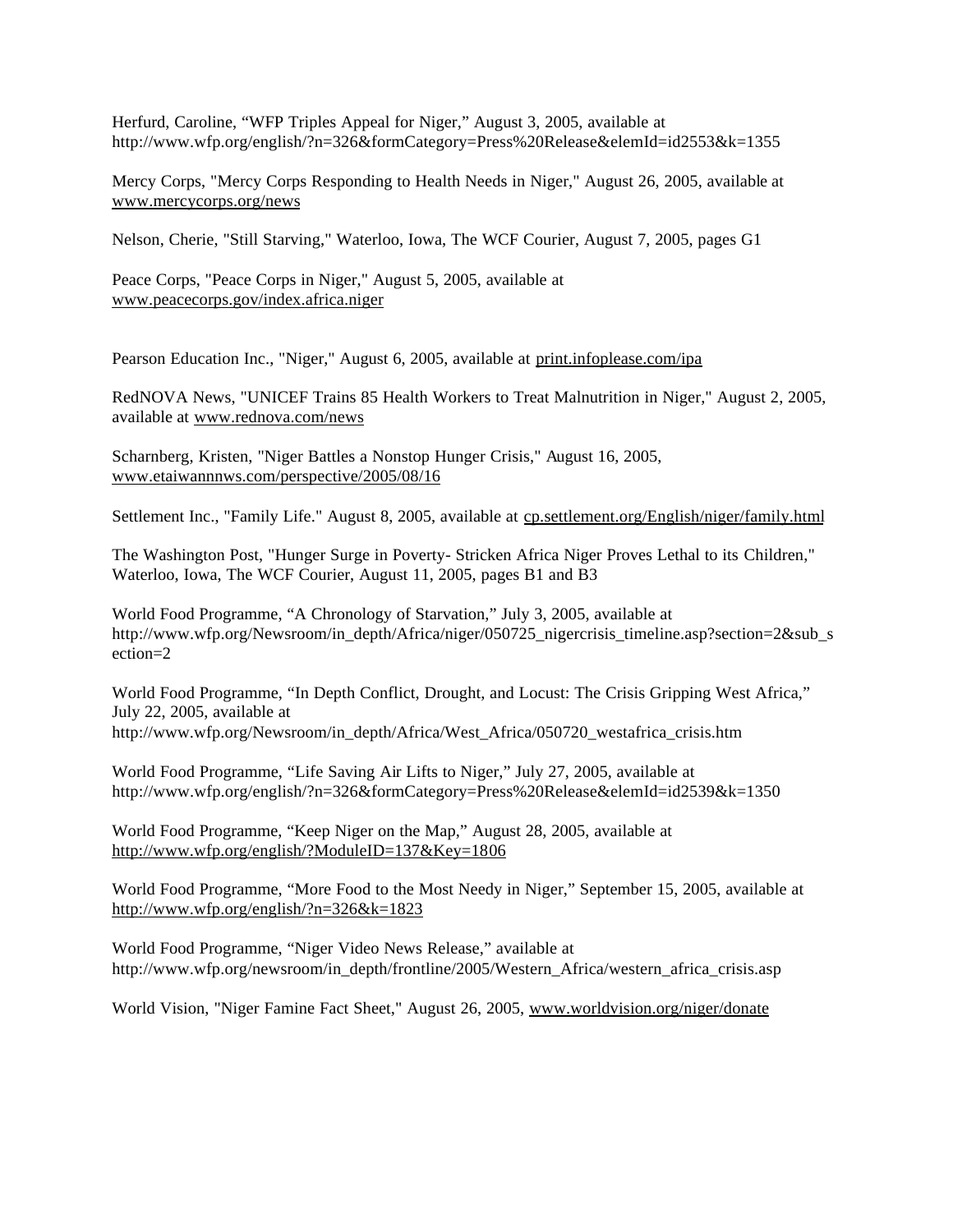Herfurd, Caroline, “WFP Triples Appeal for Niger,” August 3, 2005, available at http://www.wfp.org/english/?n=326&formCategory=Press%20Release&elemId=id2553&k=1355

Mercy Corps, "Mercy Corps Responding to Health Needs in Niger," August 26, 2005, available at www.mercycorps.org/news

Nelson, Cherie, "Still Starving," Waterloo, Iowa, The WCF Courier, August 7, 2005, pages G1

Peace Corps, "Peace Corps in Niger," August 5, 2005, available at www.peacecorps.gov/index.africa.niger

Pearson Education Inc., "Niger," August 6, 2005, available at print.infoplease.com/ipa

RedNOVA News, "UNICEF Trains 85 Health Workers to Treat Malnutrition in Niger," August 2, 2005, available at www.rednova.com/news

Scharnberg, Kristen, "Niger Battles a Nonstop Hunger Crisis," August 16, 2005, www.etaiwannnws.com/perspective/2005/08/16

Settlement Inc., "Family Life." August 8, 2005, available at cp.settlement.org/English/niger/family.html

The Washington Post, "Hunger Surge in Poverty- Stricken Africa Niger Proves Lethal to its Children," Waterloo, Iowa, The WCF Courier, August 11, 2005, pages B1 and B3

World Food Programme, “A Chronology of Starvation,” July 3, 2005, available at http://www.wfp.org/Newsroom/in_depth/Africa/niger/050725_nigercrisis_timeline.asp?section=2&sub_section=2

World Food Programme, “In Depth Conflict, Drought, and Locust: The Crisis Gripping West Africa,” July 22, 2005, available at http://www.wfp.org/Newsroom/in_depth/Africa/West_Africa/050720_westafrica_crisis.htm

World Food Programme, “Life Saving Air Lifts to Niger,” July 27, 2005, available at http://www.wfp.org/english/?n=326&formCategory=Press%20Release&elemId=id2539&k=1350

World Food Programme, “Keep Niger on the Map,” August 28, 2005, available at http://www.wfp.org/english/?ModuleID=137&Key=1806

World Food Programme, “More Food to the Most Needy in Niger,” September 15, 2005, available at http://www.wfp.org/english/?n=326&k=1823

World Food Programme, “Niger Video News Release,” available at http://www.wfp.org/newsroom/in_depth/frontline/2005/Western_Africa/western_africa_crisis.asp

World Vision, "Niger Famine Fact Sheet," August 26, 2005, www.worldvision.org/niger/donate